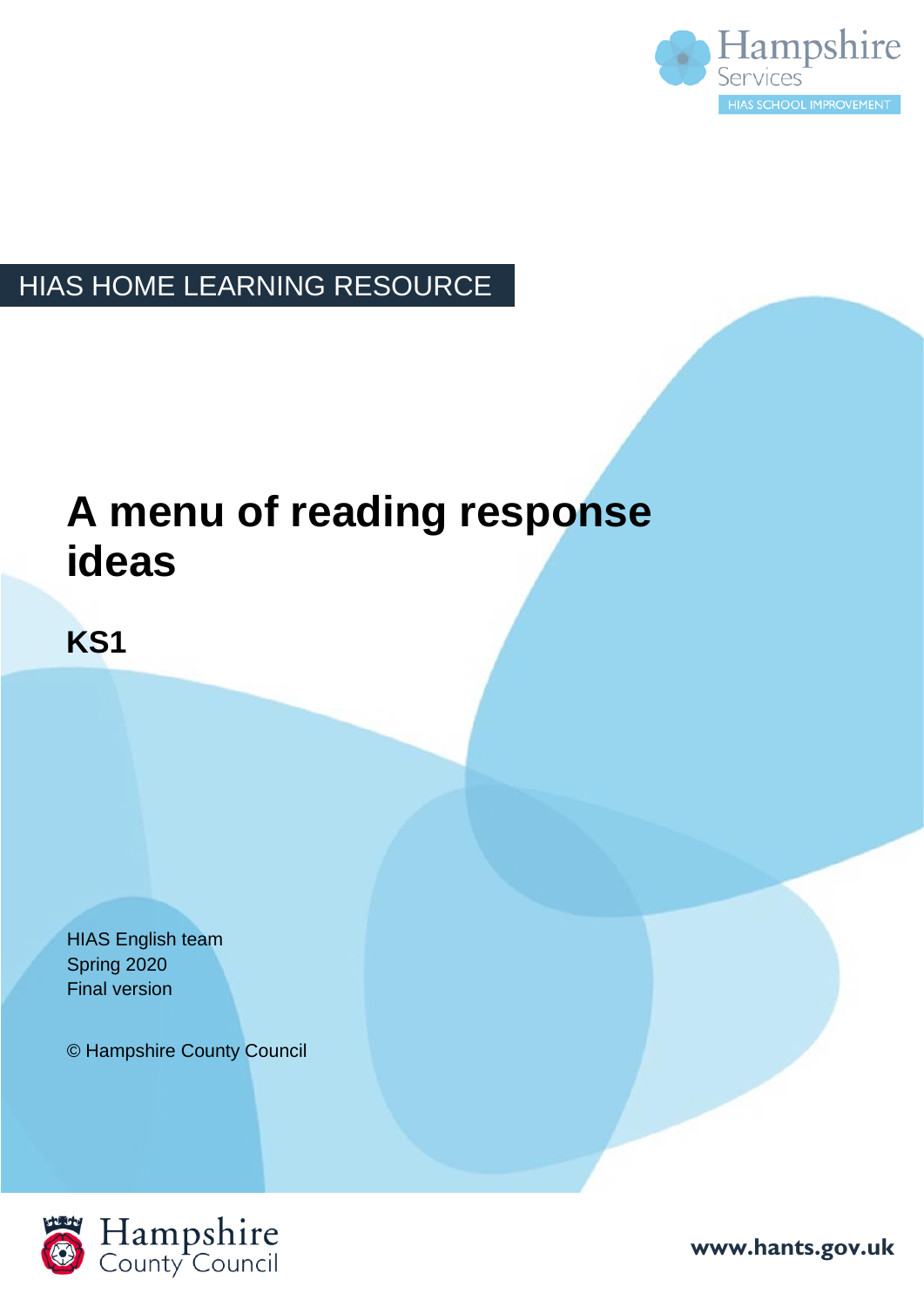Hampshire Services
HIAS SCHOOL IMPROVEMENT

HIAS HOME LEARNING RESOURCE

# A menu of reading response ideas

## KS1

HIAS English team
Spring 2020
Final version

© Hampshire County Council

Hampshire County Council

www.hants.gov.uk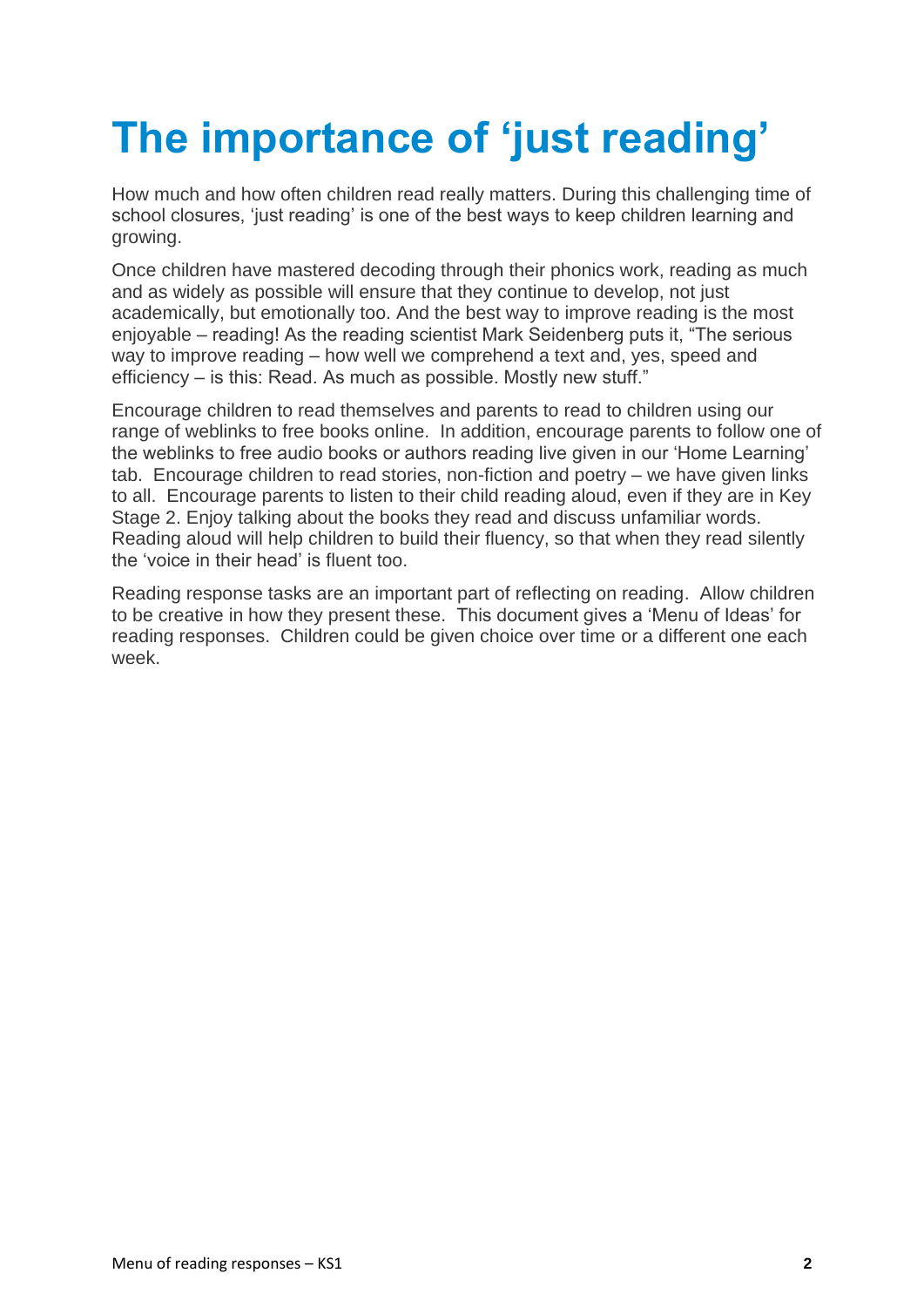# The importance of 'just reading'

How much and how often children read really matters. During this challenging time of school closures, 'just reading' is one of the best ways to keep children learning and growing.

Once children have mastered decoding through their phonics work, reading as much and as widely as possible will ensure that they continue to develop, not just academically, but emotionally too. And the best way to improve reading is the most enjoyable – reading! As the reading scientist Mark Seidenberg puts it, "The serious way to improve reading – how well we comprehend a text and, yes, speed and efficiency – is this: Read. As much as possible. Mostly new stuff."

Encourage children to read themselves and parents to read to children using our range of weblinks to free books online. In addition, encourage parents to follow one of the weblinks to free audio books or authors reading live given in our 'Home Learning' tab. Encourage children to read stories, non-fiction and poetry – we have given links to all. Encourage parents to listen to their child reading aloud, even if they are in Key Stage 2. Enjoy talking about the books they read and discuss unfamiliar words. Reading aloud will help children to build their fluency, so that when they read silently the 'voice in their head' is fluent too.

Reading response tasks are an important part of reflecting on reading. Allow children to be creative in how they present these. This document gives a 'Menu of Ideas' for reading responses. Children could be given choice over time or a different one each week.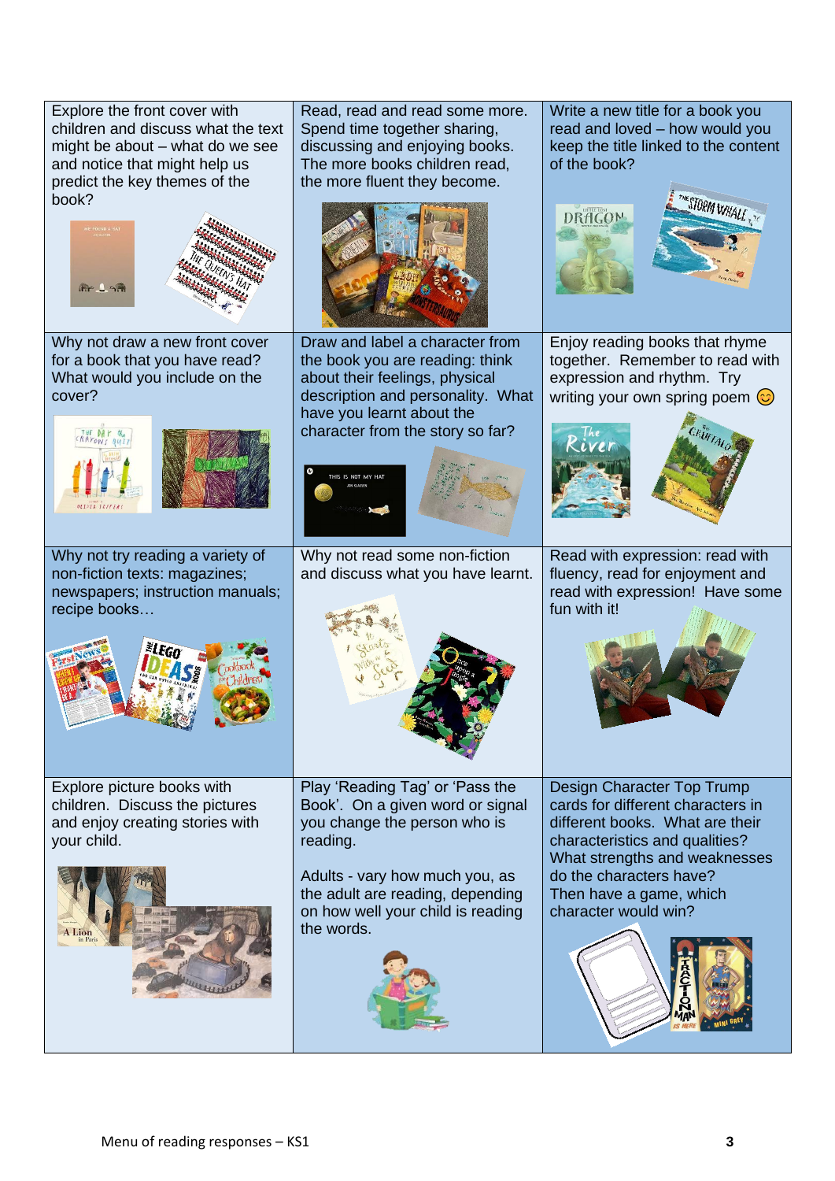| | | |
|---|---|---|
| Explore the front cover with children and discuss what the text might be about – what do we see and notice that might help us predict the key themes of the book? | Read, read and read some more. Spend time together sharing, discussing and enjoying books. The more books children read, the more fluent they become. | Write a new title for a book you read and loved – how would you keep the title linked to the content of the book? |
| Why not draw a new front cover for a book that you have read? What would you include on the cover? | Draw and label a character from the book you are reading: think about their feelings, physical description and personality. What have you learnt about the character from the story so far? | Enjoy reading books that rhyme together. Remember to read with expression and rhythm. Try writing your own spring poem 😊 |
| Why not try reading a variety of non-fiction texts: magazines; newspapers; instruction manuals; recipe books… | Why not read some non-fiction and discuss what you have learnt. | Read with expression: read with fluency, read for enjoyment and read with expression! Have some fun with it! |
| Explore picture books with children. Discuss the pictures and enjoy creating stories with your child. | Play 'Reading Tag' or 'Pass the Book'. On a given word or signal you change the person who is reading.<br><br>Adults - vary how much you, as the adult are reading, depending on how well your child is reading the words. | Design Character Top Trump cards for different characters in different books. What are their characteristics and qualities? What strengths and weaknesses do the characters have? Then have a game, which character would win? |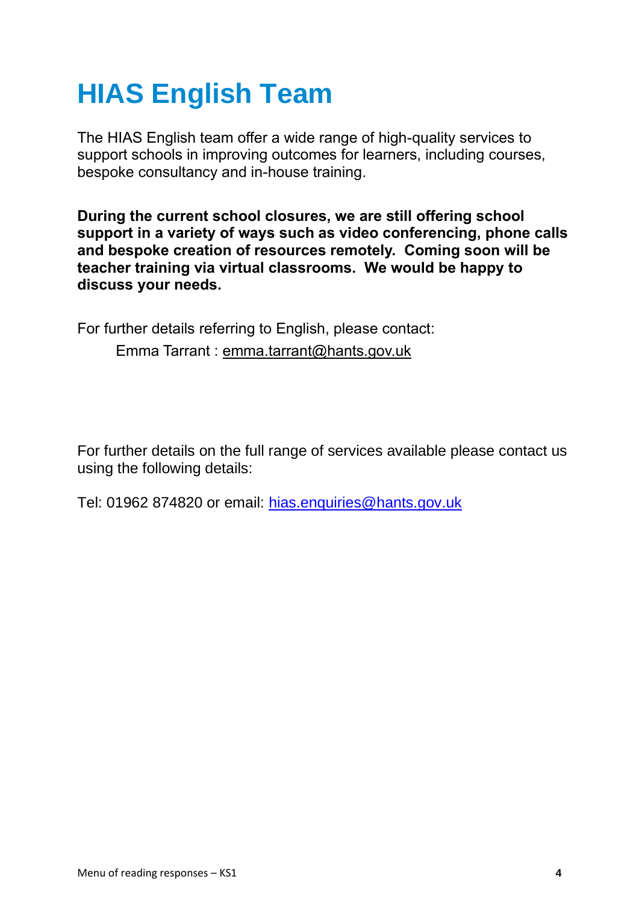# HIAS English Team

The HIAS English team offer a wide range of high-quality services to support schools in improving outcomes for learners, including courses, bespoke consultancy and in-house training.

**During the current school closures, we are still offering school support in a variety of ways such as video conferencing, phone calls and bespoke creation of resources remotely. Coming soon will be teacher training via virtual classrooms. We would be happy to discuss your needs.**

For further details referring to English, please contact:

Emma Tarrant : emma.tarrant@hants.gov.uk

For further details on the full range of services available please contact us using the following details:

Tel: 01962 874820 or email: hias.enquiries@hants.gov.uk